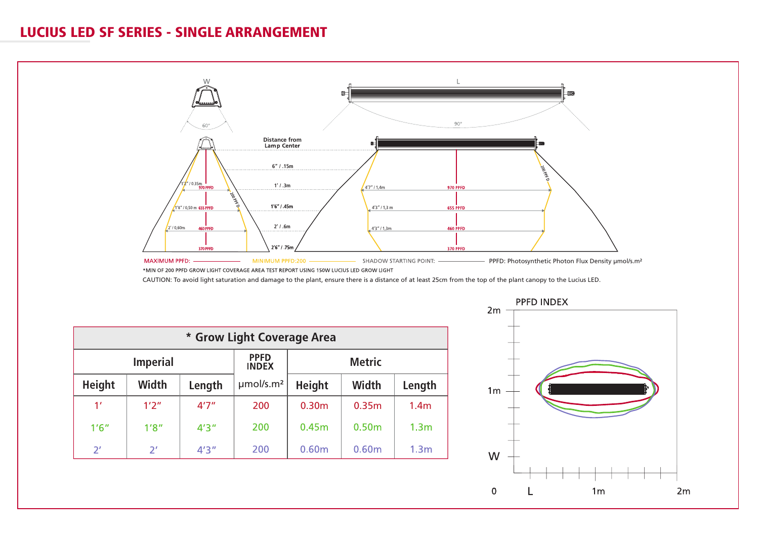# LUCIUS LED SF SERIES - SINGLE ARRANGEMENT

W

60°

L

90°

Distance from Lamp Center

6" / .15m

1' / .3m

1'6" / .45m

2' / .6m

2'6" / .75m

1'2" / 0.35m 970 PPFD

1'8" / 0,50 m 655 PPFD

2' / 0,60m 460 PPFD

370 PPFD

200 PPFD

4'7" / 1,4m 970 PPFD

4'3" / 1,3 m 655 PPFD

4'3" / 1,3m 460 PPFD

370 PPFD

200 PPFD

MAXIMUM PPFD: MINIMUM PPFD:200 SHADOW STARTING POINT: PPFD: Photosynthetic Photon Flux Density µmol/s.m²

*MIN OF 200 PPFD GROW LIGHT COVERAGE AREA TEST REPORT USING 150W LUCIUS LED GROW LIGHT

CAUTION: To avoid light saturation and damage to the plant, ensure there is a distance of at least 25cm from the top of the plant canopy to the Lucius LED.

| * Grow Light Coverage Area | | | | | | |
|---|---|---|---|---|---|---|
| Imperial | | | PPFD INDEX | Metric | | |
| Height | Width | Length | µmol/s.m² | Height | Width | Length |
| 1' | 1'2" | 4'7" | 200 | 0.30m | 0.35m | 1.4m |
| 1'6" | 1'8" | 4'3" | 200 | 0.45m | 0.50m | 1.3m |
| 2' | 2' | 4'3" | 200 | 0.60m | 0.60m | 1.3m |

PPFD INDEX

2m

1m

W

0 L 1m 2m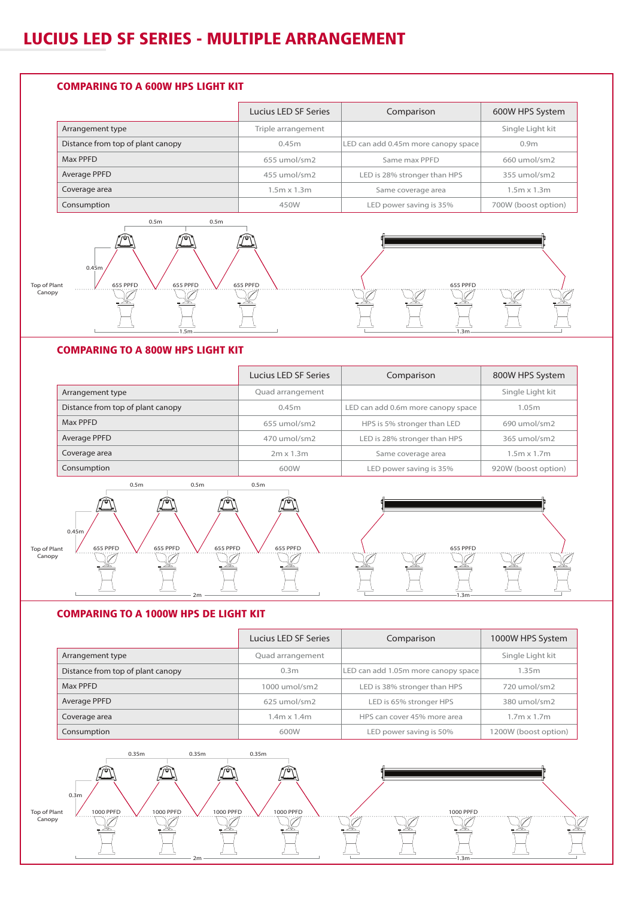# LUCIUS LED SF SERIES - MULTIPLE ARRANGEMENT

## COMPARING TO A 600W HPS LIGHT KIT

| | Lucius LED SF Series | Comparison | 600W HPS System |
|---|---|---|---|
| Arrangement type | Triple arrangement | | Single Light kit |
| Distance from top of plant canopy | 0.45m | LED can add 0.45m more canopy space | 0.9m |
| Max PPFD | 655 umol/sm2 | Same max PPFD | 660 umol/sm2 |
| Average PPFD | 455 umol/sm2 | LED is 28% stronger than HPS | 355 umol/sm2 |
| Coverage area | 1.5m x 1.3m | Same coverage area | 1.5m x 1.3m |
| Consumption | 450W | LED power saving is 35% | 700W (boost option) |

0.5m
0.5m
0.45m
Top of Plant Canopy
655 PPFD
655 PPFD
655 PPFD
1.5m
655 PPFD
1.3m

## COMPARING TO A 800W HPS LIGHT KIT

| | Lucius LED SF Series | Comparison | 800W HPS System |
|---|---|---|---|
| Arrangement type | Quad arrangement | | Single Light kit |
| Distance from top of plant canopy | 0.45m | LED can add 0.6m more canopy space | 1.05m |
| Max PPFD | 655 umol/sm2 | HPS is 5% stronger than LED | 690 umol/sm2 |
| Average PPFD | 470 umol/sm2 | LED is 28% stronger than HPS | 365 umol/sm2 |
| Coverage area | 2m x 1.3m | Same coverage area | 1.5m x 1.7m |
| Consumption | 600W | LED power saving is 35% | 920W (boost option) |

0.5m
0.5m
0.5m
0.45m
Top of Plant Canopy
655 PPFD
655 PPFD
655 PPFD
655 PPFD
2m
655 PPFD
1.3m

## COMPARING TO A 1000W HPS DE LIGHT KIT

| | Lucius LED SF Series | Comparison | 1000W HPS System |
|---|---|---|---|
| Arrangement type | Quad arrangement | | Single Light kit |
| Distance from top of plant canopy | 0.3m | LED can add 1.05m more canopy space | 1.35m |
| Max PPFD | 1000 umol/sm2 | LED is 38% stronger than HPS | 720 umol/sm2 |
| Average PPFD | 625 umol/sm2 | LED is 65% stronger HPS | 380 umol/sm2 |
| Coverage area | 1.4m x 1.4m | HPS can cover 45% more area | 1.7m x 1.7m |
| Consumption | 600W | LED power saving is 50% | 1200W (boost option) |

0.35m
0.35m
0.35m
0.3m
Top of Plant Canopy
1000 PPFD
1000 PPFD
1000 PPFD
1000 PPFD
2m
1000 PPFD
1.3m